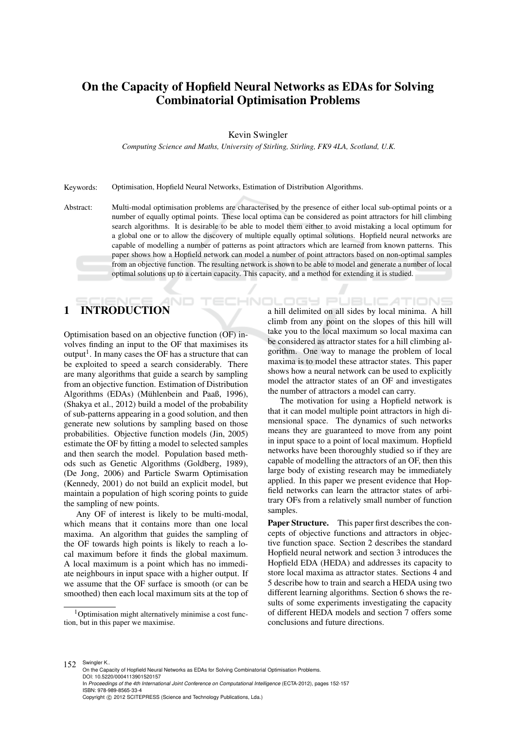# On the Capacity of Hopfield Neural Networks as EDAs for Solving Combinatorial Optimisation Problems

Kevin Swingler

*Computing Science and Maths, University of Stirling, Stirling, FK9 4LA, Scotland, U.K.*

Keywords: Optimisation, Hopfield Neural Networks, Estimation of Distribution Algorithms.

Abstract: Multi-modal optimisation problems are characterised by the presence of either local sub-optimal points or a number of equally optimal points. These local optima can be considered as point attractors for hill climbing search algorithms. It is desirable to be able to model them either to avoid mistaking a local optimum for a global one or to allow the discovery of multiple equally optimal solutions. Hopfield neural networks are capable of modelling a number of patterns as point attractors which are learned from known patterns. This paper shows how a Hopfield network can model a number of point attractors based on non-optimal samples from an objective function. The resulting network is shown to be able to model and generate a number of local optimal solutions up to a certain capacity. This capacity, and a method for extending it is studied.

## 1 INTRODUCTION

Optimisation based on an objective function (OF) involves finding an input to the OF that maximises its output[1]. In many cases the OF has a structure that can be exploited to speed a search considerably. There are many algorithms that guide a search by sampling from an objective function. Estimation of Distribution Algorithms (EDAs) (Mühlenbein and Paaß, 1996), (Shakya et al., 2012) build a model of the probability of sub-patterns appearing in a good solution, and then generate new solutions by sampling based on those probabilities. Objective function models (Jin, 2005) estimate the OF by fitting a model to selected samples and then search the model. Population based methods such as Genetic Algorithms (Goldberg, 1989), (De Jong, 2006) and Particle Swarm Optimisation (Kennedy, 2001) do not build an explicit model, but maintain a population of high scoring points to guide the sampling of new points.

Any OF of interest is likely to be multi-modal, which means that it contains more than one local maxima. An algorithm that guides the sampling of the OF towards high points is likely to reach a local maximum before it finds the global maximum. A local maximum is a point which has no immediate neighbours in input space with a higher output. If we assume that the OF surface is smooth (or can be smoothed) then each local maximum sits at the top of a hill delimited on all sides by local minima. A hill climb from any point on the slopes of this hill will take you to the local maximum so local maxima can be considered as attractor states for a hill climbing algorithm. One way to manage the problem of local maxima is to model these attractor states. This paper shows how a neural network can be used to explicitly model the attractor states of an OF and investigates the number of attractors a model can carry.

The motivation for using a Hopfield network is that it can model multiple point attractors in high dimensional space. The dynamics of such networks means they are guaranteed to move from any point in input space to a point of local maximum. Hopfield networks have been thoroughly studied so if they are capable of modelling the attractors of an OF, then this large body of existing research may be immediately applied. In this paper we present evidence that Hopfield networks can learn the attractor states of arbitrary OFs from a relatively small number of function samples.

**Paper Structure.** This paper first describes the concepts of objective functions and attractors in objective function space. Section 2 describes the standard Hopfield neural network and section 3 introduces the Hopfield EDA (HEDA) and addresses its capacity to store local maxima as attractor states. Sections 4 and 5 describe how to train and search a HEDA using two different learning algorithms. Section 6 shows the results of some experiments investigating the capacity of different HEDA models and section 7 offers some conclusions and future directions.

[1] Optimisation might alternatively minimise a cost function, but in this paper we maximise.

Swingler K..
On the Capacity of Hopfield Neural Networks as EDAs for Solving Combinatorial Optimisation Problems.
DOI: 10.5220/0004113901520157
In *Proceedings of the 4th International Joint Conference on Computational Intelligence* (ECTA-2012), pages 152-157
ISBN: 978-989-8565-33-4
Copyright © 2012 SCITEPRESS (Science and Technology Publications, Lda.)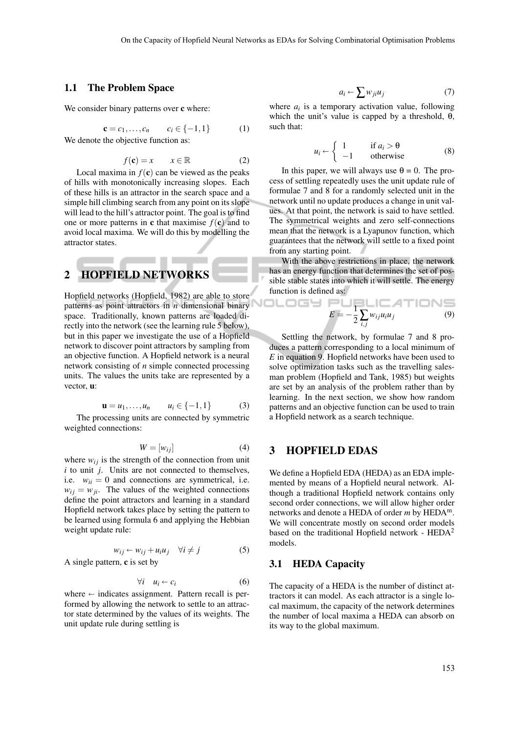### 1.1 The Problem Space

We consider binary patterns over **c** where:

$$\mathbf{c} = c_1, \ldots, c_n \qquad c_i \in \{-1, 1\} \tag{1}$$

We denote the objective function as:

$$f(\mathbf{c}) = x \qquad x \in \mathbb{R} \tag{2}$$

Local maxima in $f(\mathbf{c})$ can be viewed as the peaks of hills with monotonically increasing slopes. Each of these hills is an attractor in the search space and a simple hill climbing search from any point on its slope will lead to the hill's attractor point. The goal is to find one or more patterns in **c** that maximise $f(\mathbf{c})$ and to avoid local maxima. We will do this by modelling the attractor states.

## 2 HOPFIELD NETWORKS

Hopfield networks (Hopfield, 1982) are able to store patterns as point attractors in $n$ dimensional binary space. Traditionally, known patterns are loaded directly into the network (see the learning rule 5 below), but in this paper we investigate the use of a Hopfield network to discover point attractors by sampling from an objective function. A Hopfield network is a neural network consisting of $n$ simple connected processing units. The values the units take are represented by a vector, **u**:

$$\mathbf{u} = u_1, \ldots, u_n \qquad u_i \in \{-1, 1\} \tag{3}$$

The processing units are connected by symmetric weighted connections:

$$W = [w_{ij}] \tag{4}$$

where $w_{ij}$ is the strength of the connection from unit $i$ to unit $j$. Units are not connected to themselves, i.e. $w_{ii} = 0$ and connections are symmetrical, i.e. $w_{ij} = w_{ji}$. The values of the weighted connections define the point attractors and learning in a standard Hopfield network takes place by setting the pattern to be learned using formula 6 and applying the Hebbian weight update rule:

$$w_{ij} \leftarrow w_{ij} + u_i u_j \quad \forall i \neq j \tag{5}$$

A single pattern, **c** is set by

$$\forall i \quad u_i \leftarrow c_i \tag{6}$$

where $\leftarrow$ indicates assignment. Pattern recall is performed by allowing the network to settle to an attractor state determined by the values of its weights. The unit update rule during settling is

$$a_i \leftarrow \sum w_{ji} u_j \tag{7}$$

where $a_i$ is a temporary activation value, following which the unit's value is capped by a threshold, $\theta$, such that:

$$u_i \leftarrow \begin{cases} 1 & \text{if } a_i > \theta \\ -1 & \text{otherwise} \end{cases} \tag{8}$$

In this paper, we will always use $\theta = 0$. The process of settling repeatedly uses the unit update rule of formulae 7 and 8 for a randomly selected unit in the network until no update produces a change in unit values. At that point, the network is said to have settled. The symmetrical weights and zero self-connections mean that the network is a Lyapunov function, which guarantees that the network will settle to a fixed point from any starting point.

With the above restrictions in place, the network has an energy function that determines the set of possible stable states into which it will settle. The energy function is defined as:

$$E = -\frac{1}{2} \sum_{i,j} w_{ij} u_i u_j \tag{9}$$

Settling the network, by formulae 7 and 8 produces a pattern corresponding to a local minimum of $E$ in equation 9. Hopfield networks have been used to solve optimization tasks such as the travelling salesman problem (Hopfield and Tank, 1985) but weights are set by an analysis of the problem rather than by learning. In the next section, we show how random patterns and an objective function can be used to train a Hopfield network as a search technique.

## 3 HOPFIELD EDAS

We define a Hopfield EDA (HEDA) as an EDA implemented by means of a Hopfield neural network. Although a traditional Hopfield network contains only second order connections, we will allow higher order networks and denote a HEDA of order $m$ by $\text{HEDA}^{\text{m}}$. We will concentrate mostly on second order models based on the traditional Hopfield network - $\text{HEDA}^2$ models.

### 3.1 HEDA Capacity

The capacity of a HEDA is the number of distinct attractors it can model. As each attractor is a single local maximum, the capacity of the network determines the number of local maxima a HEDA can absorb on its way to the global maximum.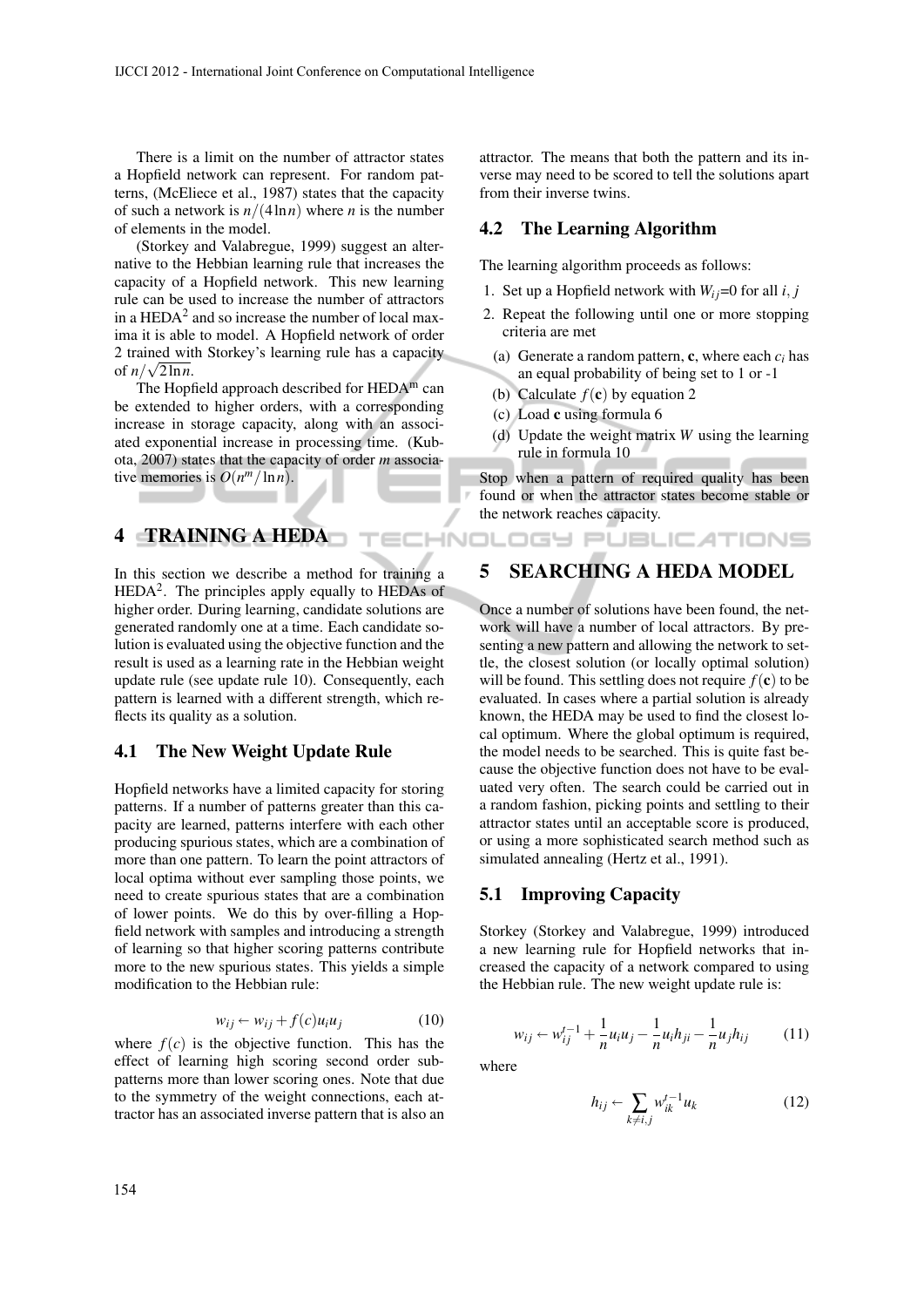There is a limit on the number of attractor states a Hopfield network can represent. For random patterns, (McEliece et al., 1987) states that the capacity of such a network is $n/(4\ln n)$ where $n$ is the number of elements in the model.

(Storkey and Valabregue, 1999) suggest an alternative to the Hebbian learning rule that increases the capacity of a Hopfield network. This new learning rule can be used to increase the number of attractors in a $\text{HEDA}^2$ and so increase the number of local maxima it is able to model. A Hopfield network of order 2 trained with Storkey's learning rule has a capacity of $n/\sqrt{2\ln n}$.

The Hopfield approach described for $\text{HEDA}^m$ can be extended to higher orders, with a corresponding increase in storage capacity, along with an associated exponential increase in processing time. (Kubota, 2007) states that the capacity of order $m$ associative memories is $O(n^m/\ln n)$.

# 4 TRAINING A HEDA

In this section we describe a method for training a $\text{HEDA}^2$. The principles apply equally to HEDAs of higher order. During learning, candidate solutions are generated randomly one at a time. Each candidate solution is evaluated using the objective function and the result is used as a learning rate in the Hebbian weight update rule (see update rule 10). Consequently, each pattern is learned with a different strength, which reflects its quality as a solution.

## 4.1 The New Weight Update Rule

Hopfield networks have a limited capacity for storing patterns. If a number of patterns greater than this capacity are learned, patterns interfere with each other producing spurious states, which are a combination of more than one pattern. To learn the point attractors of local optima without ever sampling those points, we need to create spurious states that are a combination of lower points. We do this by over-filling a Hopfield network with samples and introducing a strength of learning so that higher scoring patterns contribute more to the new spurious states. This yields a simple modification to the Hebbian rule:

$$w_{ij} \leftarrow w_{ij} + f(c)u_i u_j \tag{10}$$

where $f(c)$ is the objective function. This has the effect of learning high scoring second order subpatterns more than lower scoring ones. Note that due to the symmetry of the weight connections, each attractor has an associated inverse pattern that is also an attractor. The means that both the pattern and its inverse may need to be scored to tell the solutions apart from their inverse twins.

## 4.2 The Learning Algorithm

The learning algorithm proceeds as follows:

1. Set up a Hopfield network with $W_{ij}$=0 for all $i, j$
2. Repeat the following until one or more stopping criteria are met
   (a) Generate a random pattern, $\mathbf{c}$, where each $c_i$ has an equal probability of being set to 1 or -1
   (b) Calculate $f(\mathbf{c})$ by equation 2
   (c) Load $\mathbf{c}$ using formula 6
   (d) Update the weight matrix $W$ using the learning rule in formula 10

Stop when a pattern of required quality has been found or when the attractor states become stable or the network reaches capacity.

# 5 SEARCHING A HEDA MODEL

Once a number of solutions have been found, the network will have a number of local attractors. By presenting a new pattern and allowing the network to settle, the closest solution (or locally optimal solution) will be found. This settling does not require $f(\mathbf{c})$ to be evaluated. In cases where a partial solution is already known, the HEDA may be used to find the closest local optimum. Where the global optimum is required, the model needs to be searched. This is quite fast because the objective function does not have to be evaluated very often. The search could be carried out in a random fashion, picking points and settling to their attractor states until an acceptable score is produced, or using a more sophisticated search method such as simulated annealing (Hertz et al., 1991).

## 5.1 Improving Capacity

Storkey (Storkey and Valabregue, 1999) introduced a new learning rule for Hopfield networks that increased the capacity of a network compared to using the Hebbian rule. The new weight update rule is:

$$w_{ij} \leftarrow w_{ij}^{t-1} + \frac{1}{n}u_i u_j - \frac{1}{n}u_i h_{ji} - \frac{1}{n}u_j h_{ij} \tag{11}$$

where

$$h_{ij} \leftarrow \sum_{k \neq i,j} w_{ik}^{t-1} u_k \tag{12}$$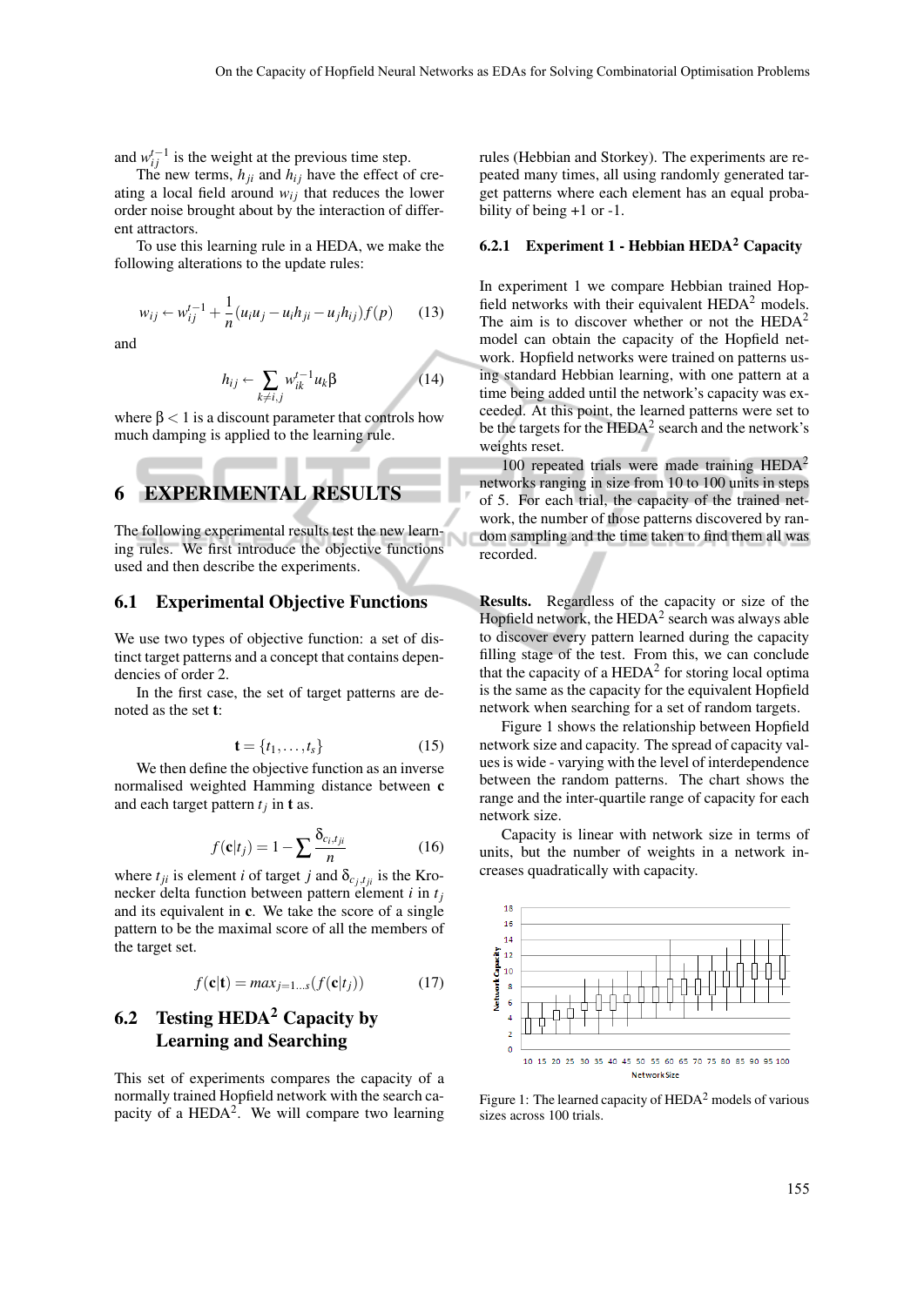and $w_{ij}^{t-1}$ is the weight at the previous time step.

The new terms, $h_{ji}$ and $h_{ij}$ have the effect of creating a local field around $w_{ij}$ that reduces the lower order noise brought about by the interaction of different attractors.

To use this learning rule in a HEDA, we make the following alterations to the update rules:

$$w_{ij} \leftarrow w_{ij}^{t-1} + \frac{1}{n}(u_i u_j - u_i h_{ji} - u_j h_{ij}) f(p) \qquad (13)$$

and

$$h_{ij} \leftarrow \sum_{k \neq i,j} w_{ik}^{t-1} u_k \beta \qquad (14)$$

where $\beta < 1$ is a discount parameter that controls how much damping is applied to the learning rule.

# 6 EXPERIMENTAL RESULTS

The following experimental results test the new learning rules. We first introduce the objective functions used and then describe the experiments.

## 6.1 Experimental Objective Functions

We use two types of objective function: a set of distinct target patterns and a concept that contains dependencies of order 2.

In the first case, the set of target patterns are denoted as the set **t**:

$$\mathbf{t} = \{t_1, \ldots, t_s\} \qquad (15)$$

We then define the objective function as an inverse normalised weighted Hamming distance between **c** and each target pattern $t_j$ in **t** as.

$$f(\mathbf{c}|t_j) = 1 - \sum \frac{\delta_{c_i, t_{ji}}}{n} \qquad (16)$$

where $t_{ji}$ is element $i$ of target $j$ and $\delta_{c_j, t_{ji}}$ is the Kronecker delta function between pattern element $i$ in $t_j$ and its equivalent in **c**. We take the score of a single pattern to be the maximal score of all the members of the target set.

$$f(\mathbf{c}|\mathbf{t}) = max_{j=1 \ldots s}(f(\mathbf{c}|t_j)) \qquad (17)$$

## 6.2 Testing HEDA$^2$ Capacity by Learning and Searching

This set of experiments compares the capacity of a normally trained Hopfield network with the search capacity of a HEDA$^2$. We will compare two learning rules (Hebbian and Storkey). The experiments are repeated many times, all using randomly generated target patterns where each element has an equal probability of being +1 or -1.

### 6.2.1 Experiment 1 - Hebbian HEDA$^2$ Capacity

In experiment 1 we compare Hebbian trained Hopfield networks with their equivalent HEDA$^2$ models. The aim is to discover whether or not the HEDA$^2$ model can obtain the capacity of the Hopfield network. Hopfield networks were trained on patterns using standard Hebbian learning, with one pattern at a time being added until the network's capacity was exceeded. At this point, the learned patterns were set to be the targets for the HEDA$^2$ search and the network's weights reset.

100 repeated trials were made training HEDA$^2$ networks ranging in size from 10 to 100 units in steps of 5. For each trial, the capacity of the trained network, the number of those patterns discovered by random sampling and the time taken to find them all was recorded.

**Results.** Regardless of the capacity or size of the Hopfield network, the HEDA$^2$ search was always able to discover every pattern learned during the capacity filling stage of the test. From this, we can conclude that the capacity of a HEDA$^2$ for storing local optima is the same as the capacity for the equivalent Hopfield network when searching for a set of random targets.

Figure 1 shows the relationship between Hopfield network size and capacity. The spread of capacity values is wide - varying with the level of interdependence between the random patterns. The chart shows the range and the inter-quartile range of capacity for each network size.

Capacity is linear with network size in terms of units, but the number of weights in a network increases quadratically with capacity.

Figure 1: The learned capacity of HEDA$^2$ models of various sizes across 100 trials.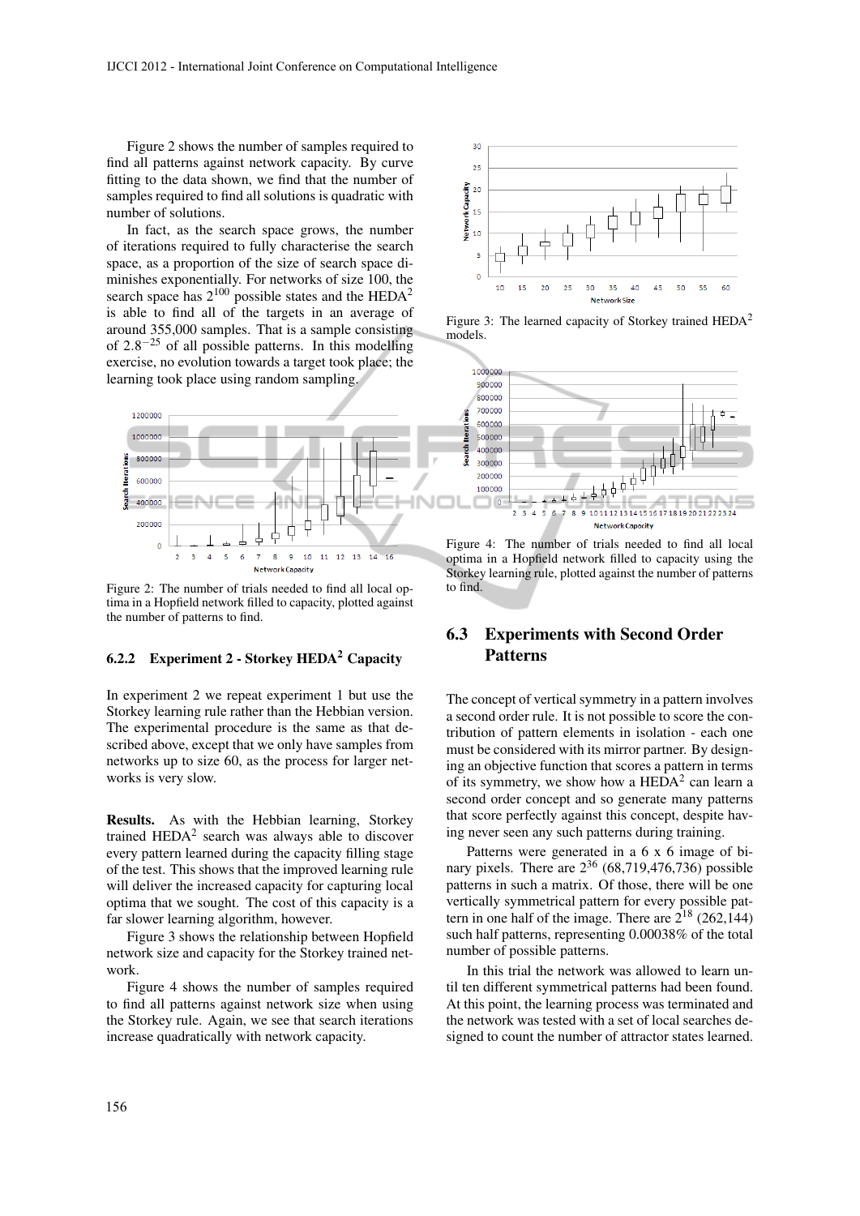Figure 2 shows the number of samples required to find all patterns against network capacity. By curve fitting to the data shown, we find that the number of samples required to find all solutions is quadratic with number of solutions.

In fact, as the search space grows, the number of iterations required to fully characterise the search space, as a proportion of the size of search space diminishes exponentially. For networks of size 100, the search space has $2^{100}$ possible states and the HEDA$^2$ is able to find all of the targets in an average of around 355,000 samples. That is a sample consisting of $2.8^{-25}$ of all possible patterns. In this modelling exercise, no evolution towards a target took place; the learning took place using random sampling.

Figure 2: The number of trials needed to find all local optima in a Hopfield network filled to capacity, plotted against the number of patterns to find.

### 6.2.2 Experiment 2 - Storkey HEDA$^2$ Capacity

In experiment 2 we repeat experiment 1 but use the Storkey learning rule rather than the Hebbian version. The experimental procedure is the same as that described above, except that we only have samples from networks up to size 60, as the process for larger networks is very slow.

**Results.** As with the Hebbian learning, Storkey trained HEDA$^2$ search was always able to discover every pattern learned during the capacity filling stage of the test. This shows that the improved learning rule will deliver the increased capacity for capturing local optima that we sought. The cost of this capacity is a far slower learning algorithm, however.

Figure 3 shows the relationship between Hopfield network size and capacity for the Storkey trained network.

Figure 4 shows the number of samples required to find all patterns against network size when using the Storkey rule. Again, we see that search iterations increase quadratically with network capacity.

Figure 3: The learned capacity of Storkey trained HEDA$^2$ models.

Figure 4: The number of trials needed to find all local optima in a Hopfield network filled to capacity using the Storkey learning rule, plotted against the number of patterns to find.

## 6.3 Experiments with Second Order Patterns

The concept of vertical symmetry in a pattern involves a second order rule. It is not possible to score the contribution of pattern elements in isolation - each one must be considered with its mirror partner. By designing an objective function that scores a pattern in terms of its symmetry, we show how a HEDA$^2$ can learn a second order concept and so generate many patterns that score perfectly against this concept, despite having never seen any such patterns during training.

Patterns were generated in a 6 x 6 image of binary pixels. There are $2^{36}$ (68,719,476,736) possible patterns in such a matrix. Of those, there will be one vertically symmetrical pattern for every possible pattern in one half of the image. There are $2^{18}$ (262,144) such half patterns, representing 0.00038% of the total number of possible patterns.

In this trial the network was allowed to learn until ten different symmetrical patterns had been found. At this point, the learning process was terminated and the network was tested with a set of local searches designed to count the number of attractor states learned.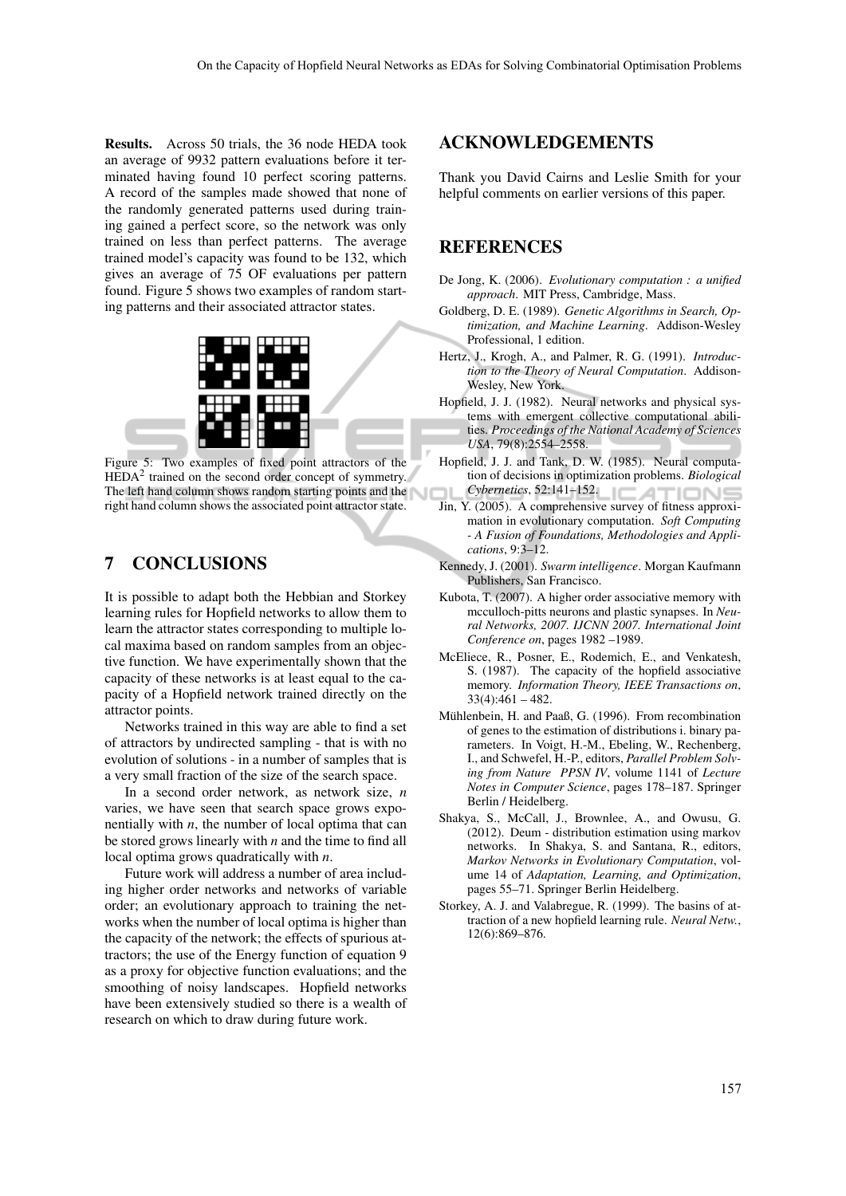**Results.** Across 50 trials, the 36 node HEDA took an average of 9932 pattern evaluations before it terminated having found 10 perfect scoring patterns. A record of the samples made showed that none of the randomly generated patterns used during training gained a perfect score, so the network was only trained on less than perfect patterns. The average trained model's capacity was found to be 132, which gives an average of 75 OF evaluations per pattern found. Figure 5 shows two examples of random starting patterns and their associated attractor states.

Figure 5: Two examples of fixed point attractors of the $HEDA^2$ trained on the second order concept of symmetry. The left hand column shows random starting points and the right hand column shows the associated point attractor state.

## 7 CONCLUSIONS

It is possible to adapt both the Hebbian and Storkey learning rules for Hopfield networks to allow them to learn the attractor states corresponding to multiple local maxima based on random samples from an objective function. We have experimentally shown that the capacity of these networks is at least equal to the capacity of a Hopfield network trained directly on the attractor points.

Networks trained in this way are able to find a set of attractors by undirected sampling - that is with no evolution of solutions - in a number of samples that is a very small fraction of the size of the search space.

In a second order network, as network size, $n$ varies, we have seen that search space grows exponentially with $n$, the number of local optima that can be stored grows linearly with $n$ and the time to find all local optima grows quadratically with $n$.

Future work will address a number of area including higher order networks and networks of variable order; an evolutionary approach to training the networks when the number of local optima is higher than the capacity of the network; the effects of spurious attractors; the use of the Energy function of equation 9 as a proxy for objective function evaluations; and the smoothing of noisy landscapes. Hopfield networks have been extensively studied so there is a wealth of research on which to draw during future work.

## ACKNOWLEDGEMENTS

Thank you David Cairns and Leslie Smith for your helpful comments on earlier versions of this paper.

## REFERENCES

De Jong, K. (2006). *Evolutionary computation : a unified approach*. MIT Press, Cambridge, Mass.

Goldberg, D. E. (1989). *Genetic Algorithms in Search, Optimization, and Machine Learning*. Addison-Wesley Professional, 1 edition.

Hertz, J., Krogh, A., and Palmer, R. G. (1991). *Introduction to the Theory of Neural Computation*. Addison-Wesley, New York.

Hopfield, J. J. (1982). Neural networks and physical systems with emergent collective computational abilities. *Proceedings of the National Academy of Sciences USA*, 79(8):2554–2558.

Hopfield, J. J. and Tank, D. W. (1985). Neural computation of decisions in optimization problems. *Biological Cybernetics*, 52:141–152.

Jin, Y. (2005). A comprehensive survey of fitness approximation in evolutionary computation. *Soft Computing - A Fusion of Foundations, Methodologies and Applications*, 9:3–12.

Kennedy, J. (2001). *Swarm intelligence*. Morgan Kaufmann Publishers, San Francisco.

Kubota, T. (2007). A higher order associative memory with mcculloch-pitts neurons and plastic synapses. In *Neural Networks, 2007. IJCNN 2007. International Joint Conference on*, pages 1982 –1989.

McEliece, R., Posner, E., Rodemich, E., and Venkatesh, S. (1987). The capacity of the hopfield associative memory. *Information Theory, IEEE Transactions on*, 33(4):461 – 482.

Mühlenbein, H. and Paaß, G. (1996). From recombination of genes to the estimation of distributions i. binary parameters. In Voigt, H.-M., Ebeling, W., Rechenberg, I., and Schwefel, H.-P., editors, *Parallel Problem Solving from Nature PPSN IV*, volume 1141 of *Lecture Notes in Computer Science*, pages 178–187. Springer Berlin / Heidelberg.

Shakya, S., McCall, J., Brownlee, A., and Owusu, G. (2012). Deum - distribution estimation using markov networks. In Shakya, S. and Santana, R., editors, *Markov Networks in Evolutionary Computation*, volume 14 of *Adaptation, Learning, and Optimization*, pages 55–71. Springer Berlin Heidelberg.

Storkey, A. J. and Valabregue, R. (1999). The basins of attraction of a new hopfield learning rule. *Neural Netw.*, 12(6):869–876.